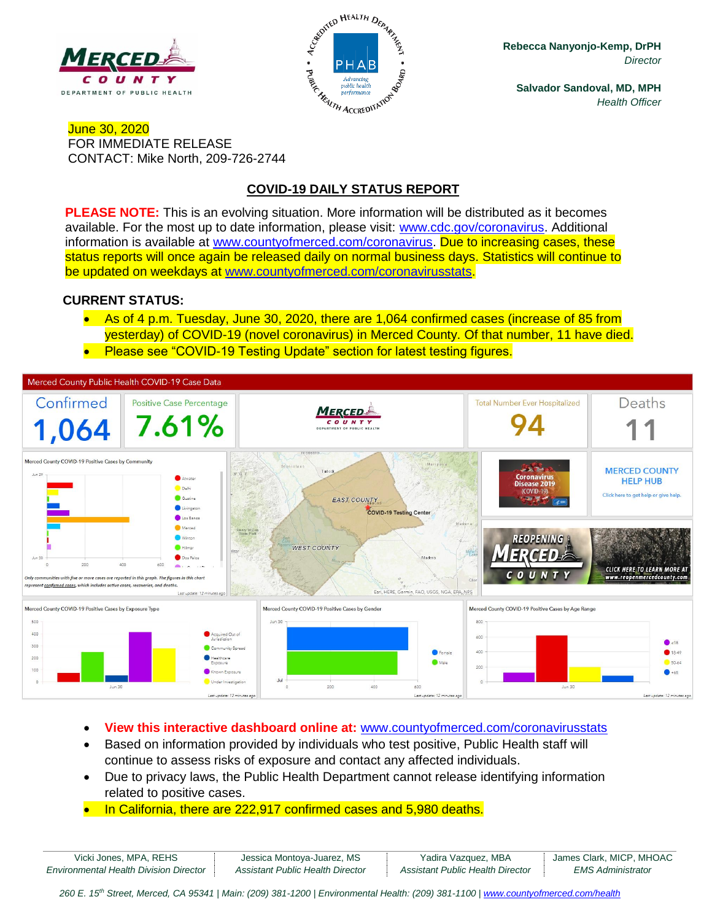Rebecca Nanyonjo-Kemp, DrPH
*Director*

Salvador Sandoval, MD, MPH
*Health Officer*

June 30, 2020
FOR IMMEDIATE RELEASE
CONTACT: Mike North, 209-726-2744

## COVID-19 DAILY STATUS REPORT

**PLEASE NOTE:** This is an evolving situation. More information will be distributed as it becomes available. For the most up to date information, please visit: www.cdc.gov/coronavirus. Additional information is available at www.countyofmerced.com/coronavirus. Due to increasing cases, these status reports will once again be released daily on normal business days. Statistics will continue to be updated on weekdays at www.countyofmerced.com/coronavirusstats.

### CURRENT STATUS:

- As of 4 p.m. Tuesday, June 30, 2020, there are 1,064 confirmed cases (increase of 85 from yesterday) of COVID-19 (novel coronavirus) in Merced County. Of that number, 11 have died.
- Please see "COVID-19 Testing Update" section for latest testing figures.

Merced County Public Health COVID-19 Case Data

Confirmed
1,064

Positive Case Percentage
7.61%

Total Number Ever Hospitalized
94

Deaths
11

Merced County COVID-19 Positive Cases by Community

Atwater
Delhi
Gustine
Livingston
Los Banos
Merced
Winton
Hilmar
Dos Palos

Only communities with five or more cases are reported in this graph. The figures in this chart represent confirmed cases, which includes active cases, recoveries, and deaths.

EAST COUNTY
COVID-19 Testing Center
WEST COUNTY

MERCED COUNTY HELP HUB
Click here to get help or give help.

REOPENING MERCED COUNTY
CLICK HERE TO LEARN MORE AT www.reopenmercedcounty.com

Merced County COVID-19 Positive Cases by Exposure Type

Acquired Out of Jurisdiction
Community Spread
Healthcare Exposure
Known Exposure
Under Investigation

Merced County COVID-19 Positive Cases by Gender

Female
Male

Merced County COVID-19 Positive Cases by Age Range

<18
18-49
50-64
+65

- **View this interactive dashboard online at:** www.countyofmerced.com/coronavirusstats
- Based on information provided by individuals who test positive, Public Health staff will continue to assess risks of exposure and contact any affected individuals.
- Due to privacy laws, the Public Health Department cannot release identifying information related to positive cases.
- In California, there are 222,917 confirmed cases and 5,980 deaths.

| | | | |
|---|---|---|---|
| Vicki Jones, MPA, REHS<br>*Environmental Health Division Director* | Jessica Montoya-Juarez, MS<br>*Assistant Public Health Director* | Yadira Vazquez, MBA<br>*Assistant Public Health Director* | James Clark, MICP, MHOAC<br>*EMS Administrator* |

*260 E. 15th Street, Merced, CA 95341 | Main: (209) 381-1200 | Environmental Health: (209) 381-1100 | www.countyofmerced.com/health*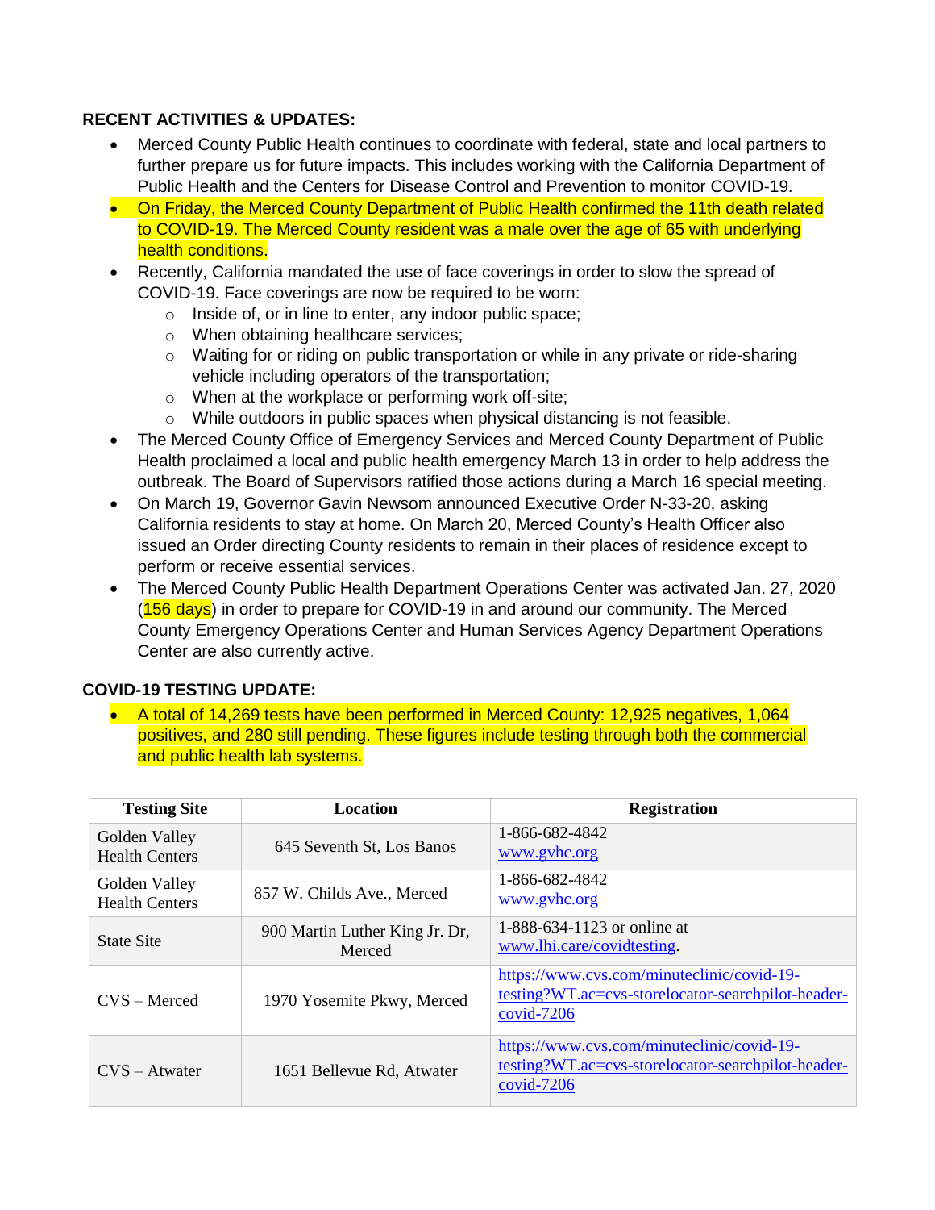**RECENT ACTIVITIES & UPDATES:**

- Merced County Public Health continues to coordinate with federal, state and local partners to further prepare us for future impacts. This includes working with the California Department of Public Health and the Centers for Disease Control and Prevention to monitor COVID-19.
- On Friday, the Merced County Department of Public Health confirmed the 11th death related to COVID-19. The Merced County resident was a male over the age of 65 with underlying health conditions.
- Recently, California mandated the use of face coverings in order to slow the spread of COVID-19. Face coverings are now be required to be worn:
  - Inside of, or in line to enter, any indoor public space;
  - When obtaining healthcare services;
  - Waiting for or riding on public transportation or while in any private or ride-sharing vehicle including operators of the transportation;
  - When at the workplace or performing work off-site;
  - While outdoors in public spaces when physical distancing is not feasible.
- The Merced County Office of Emergency Services and Merced County Department of Public Health proclaimed a local and public health emergency March 13 in order to help address the outbreak. The Board of Supervisors ratified those actions during a March 16 special meeting.
- On March 19, Governor Gavin Newsom announced Executive Order N-33-20, asking California residents to stay at home. On March 20, Merced County's Health Officer also issued an Order directing County residents to remain in their places of residence except to perform or receive essential services.
- The Merced County Public Health Department Operations Center was activated Jan. 27, 2020 (156 days) in order to prepare for COVID-19 in and around our community. The Merced County Emergency Operations Center and Human Services Agency Department Operations Center are also currently active.

**COVID-19 TESTING UPDATE:**

- A total of 14,269 tests have been performed in Merced County: 12,925 negatives, 1,064 positives, and 280 still pending. These figures include testing through both the commercial and public health lab systems.

| Testing Site | Location | Registration |
|---|---|---|
| Golden Valley Health Centers | 645 Seventh St, Los Banos | 1-866-682-4842 www.gvhc.org |
| Golden Valley Health Centers | 857 W. Childs Ave., Merced | 1-866-682-4842 www.gvhc.org |
| State Site | 900 Martin Luther King Jr. Dr, Merced | 1-888-634-1123 or online at www.lhi.care/covidtesting. |
| CVS – Merced | 1970 Yosemite Pkwy, Merced | https://www.cvs.com/minuteclinic/covid-19-testing?WT.ac=cvs-storelocator-searchpilot-header-covid-7206 |
| CVS – Atwater | 1651 Bellevue Rd, Atwater | https://www.cvs.com/minuteclinic/covid-19-testing?WT.ac=cvs-storelocator-searchpilot-header-covid-7206 |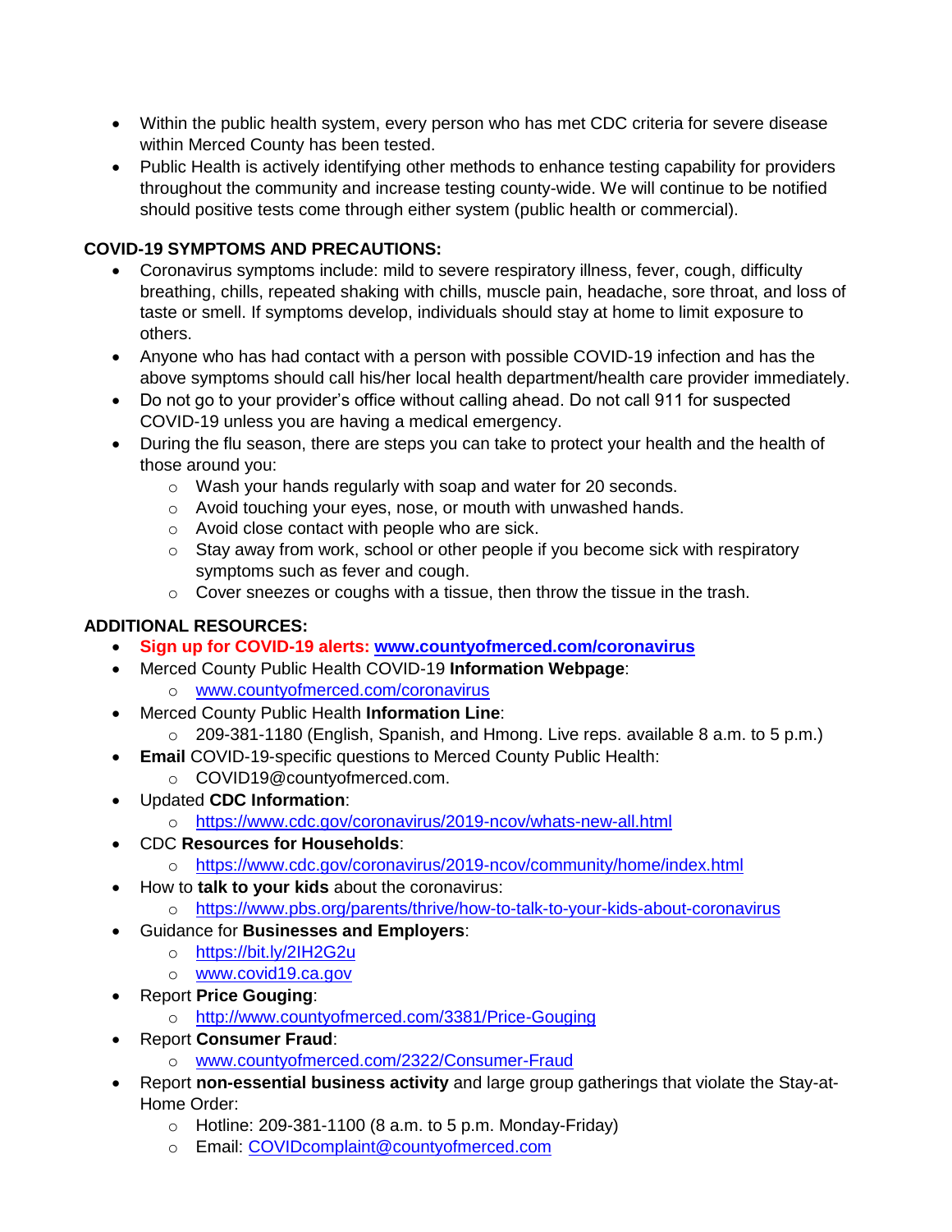- Within the public health system, every person who has met CDC criteria for severe disease within Merced County has been tested.
- Public Health is actively identifying other methods to enhance testing capability for providers throughout the community and increase testing county-wide. We will continue to be notified should positive tests come through either system (public health or commercial).

**COVID-19 SYMPTOMS AND PRECAUTIONS:**

- Coronavirus symptoms include: mild to severe respiratory illness, fever, cough, difficulty breathing, chills, repeated shaking with chills, muscle pain, headache, sore throat, and loss of taste or smell. If symptoms develop, individuals should stay at home to limit exposure to others.
- Anyone who has had contact with a person with possible COVID-19 infection and has the above symptoms should call his/her local health department/health care provider immediately.
- Do not go to your provider's office without calling ahead. Do not call 911 for suspected COVID-19 unless you are having a medical emergency.
- During the flu season, there are steps you can take to protect your health and the health of those around you:
  - Wash your hands regularly with soap and water for 20 seconds.
  - Avoid touching your eyes, nose, or mouth with unwashed hands.
  - Avoid close contact with people who are sick.
  - Stay away from work, school or other people if you become sick with respiratory symptoms such as fever and cough.
  - Cover sneezes or coughs with a tissue, then throw the tissue in the trash.

**ADDITIONAL RESOURCES:**

- **Sign up for COVID-19 alerts: [www.countyofmerced.com/coronavirus](http://www.countyofmerced.com/coronavirus)**
- Merced County Public Health COVID-19 **Information Webpage**:
  - [www.countyofmerced.com/coronavirus](http://www.countyofmerced.com/coronavirus)
- Merced County Public Health **Information Line**:
  - 209-381-1180 (English, Spanish, and Hmong. Live reps. available 8 a.m. to 5 p.m.)
- **Email** COVID-19-specific questions to Merced County Public Health:
  - COVID19@countyofmerced.com.
- Updated **CDC Information**:
  - [https://www.cdc.gov/coronavirus/2019-ncov/whats-new-all.html](https://www.cdc.gov/coronavirus/2019-ncov/whats-new-all.html)
- CDC **Resources for Households**:
  - [https://www.cdc.gov/coronavirus/2019-ncov/community/home/index.html](https://www.cdc.gov/coronavirus/2019-ncov/community/home/index.html)
- How to **talk to your kids** about the coronavirus:
  - [https://www.pbs.org/parents/thrive/how-to-talk-to-your-kids-about-coronavirus](https://www.pbs.org/parents/thrive/how-to-talk-to-your-kids-about-coronavirus)
- Guidance for **Businesses and Employers**:
  - [https://bit.ly/2IH2G2u](https://bit.ly/2IH2G2u)
  - [www.covid19.ca.gov](http://www.covid19.ca.gov)
- Report **Price Gouging**:
  - [http://www.countyofmerced.com/3381/Price-Gouging](http://www.countyofmerced.com/3381/Price-Gouging)
- Report **Consumer Fraud**:
  - [www.countyofmerced.com/2322/Consumer-Fraud](http://www.countyofmerced.com/2322/Consumer-Fraud)
- Report **non-essential business activity** and large group gatherings that violate the Stay-at-Home Order:
  - Hotline: 209-381-1100 (8 a.m. to 5 p.m. Monday-Friday)
  - Email: [COVIDcomplaint@countyofmerced.com](mailto:COVIDcomplaint@countyofmerced.com)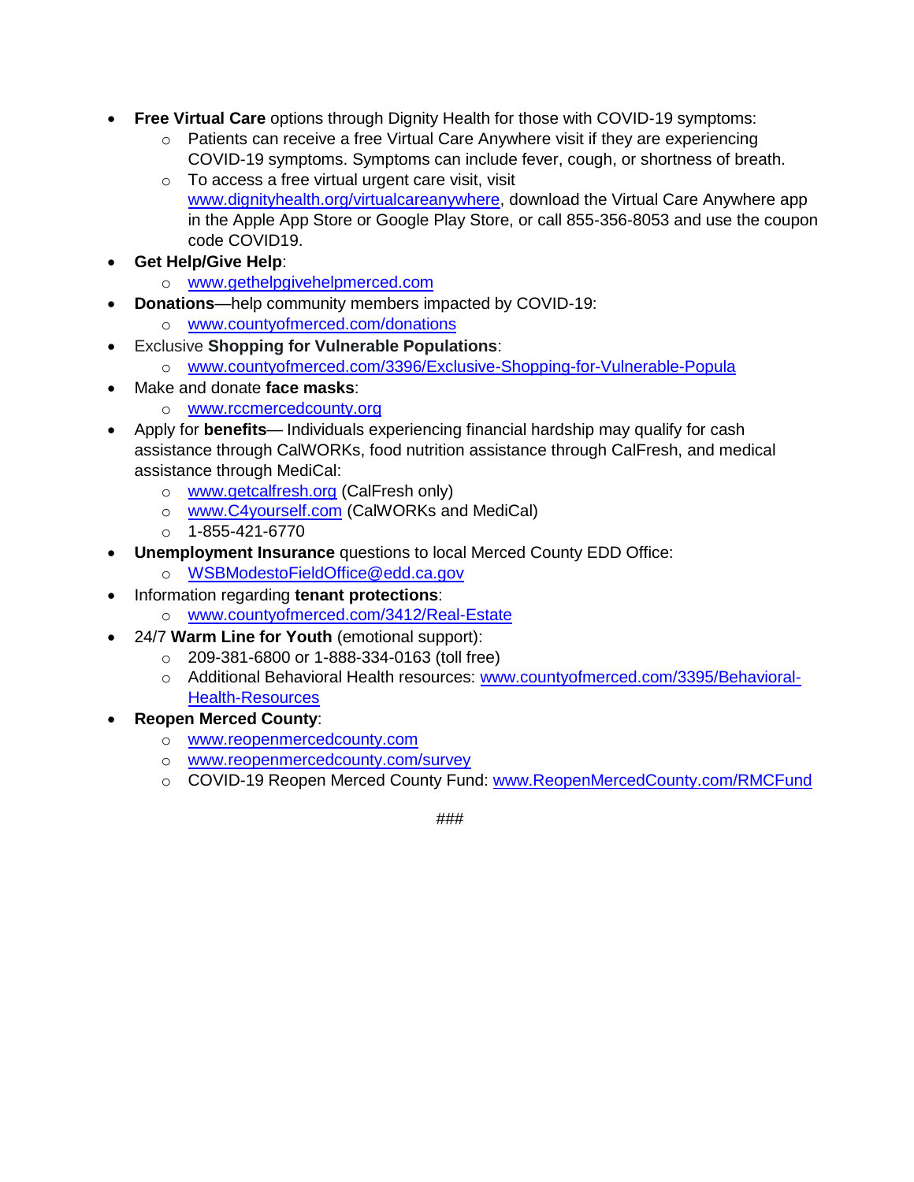- **Free Virtual Care** options through Dignity Health for those with COVID-19 symptoms:
  - Patients can receive a free Virtual Care Anywhere visit if they are experiencing COVID-19 symptoms. Symptoms can include fever, cough, or shortness of breath.
  - To access a free virtual urgent care visit, visit www.dignityhealth.org/virtualcareanywhere, download the Virtual Care Anywhere app in the Apple App Store or Google Play Store, or call 855-356-8053 and use the coupon code COVID19.
- **Get Help/Give Help**:
  - www.gethelpgivehelpmerced.com
- **Donations**—help community members impacted by COVID-19:
  - www.countyofmerced.com/donations
- Exclusive **Shopping for Vulnerable Populations**:
  - www.countyofmerced.com/3396/Exclusive-Shopping-for-Vulnerable-Popula
- Make and donate **face masks**:
  - www.rccmercedcounty.org
- Apply for **benefits**— Individuals experiencing financial hardship may qualify for cash assistance through CalWORKs, food nutrition assistance through CalFresh, and medical assistance through MediCal:
  - www.getcalfresh.org (CalFresh only)
  - www.C4yourself.com (CalWORKs and MediCal)
  - 1-855-421-6770
- **Unemployment Insurance** questions to local Merced County EDD Office:
  - WSBModestoFieldOffice@edd.ca.gov
- Information regarding **tenant protections**:
  - www.countyofmerced.com/3412/Real-Estate
- 24/7 **Warm Line for Youth** (emotional support):
  - 209-381-6800 or 1-888-334-0163 (toll free)
  - Additional Behavioral Health resources: www.countyofmerced.com/3395/Behavioral-Health-Resources
- **Reopen Merced County**:
  - www.reopenmercedcounty.com
  - www.reopenmercedcounty.com/survey
  - COVID-19 Reopen Merced County Fund: www.ReopenMercedCounty.com/RMCFund

###